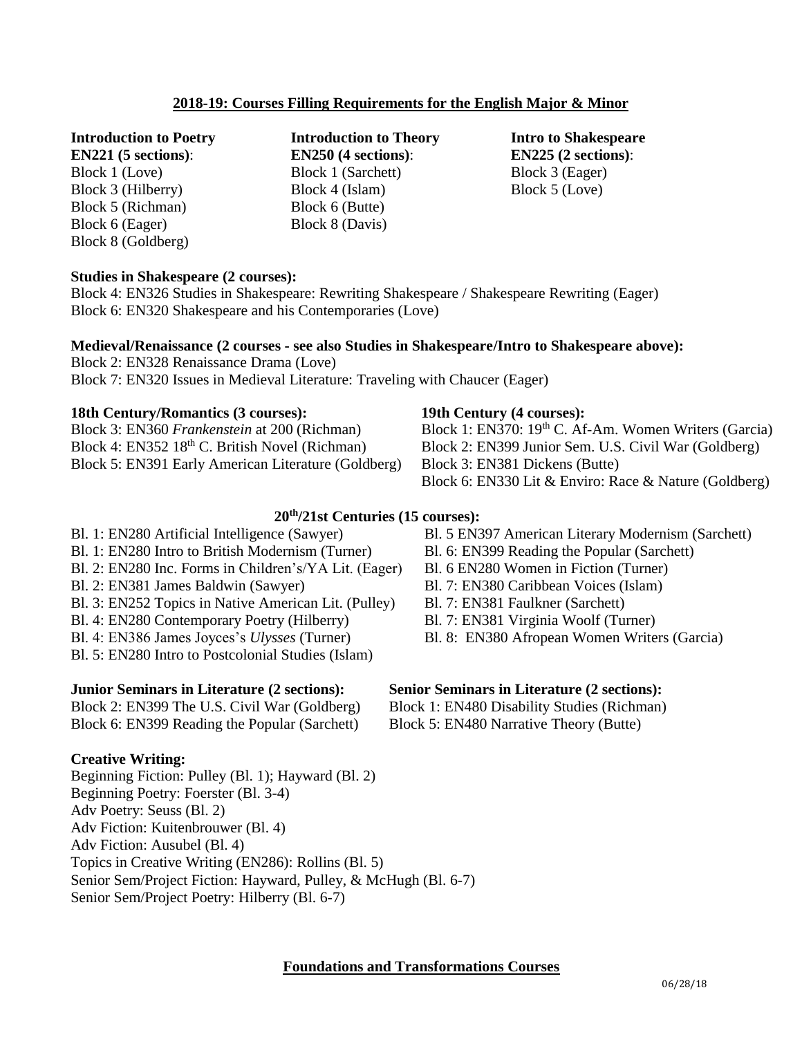## 2018-19: Courses Filling Requirements for the English Major & Minor

**Introduction to Poetry**
**EN221 (5 sections)**:
Block 1 (Love)
Block 3 (Hilberry)
Block 5 (Richman)
Block 6 (Eager)
Block 8 (Goldberg)

**Introduction to Theory**
**EN250 (4 sections)**:
Block 1 (Sarchett)
Block 4 (Islam)
Block 6 (Butte)
Block 8 (Davis)

**Intro to Shakespeare**
**EN225 (2 sections)**:
Block 3 (Eager)
Block 5 (Love)

**Studies in Shakespeare (2 courses):**
Block 4: EN326 Studies in Shakespeare: Rewriting Shakespeare / Shakespeare Rewriting (Eager)
Block 6: EN320 Shakespeare and his Contemporaries (Love)

**Medieval/Renaissance (2 courses - see also Studies in Shakespeare/Intro to Shakespeare above):**
Block 2: EN328 Renaissance Drama (Love)
Block 7: EN320 Issues in Medieval Literature: Traveling with Chaucer (Eager)

**18th Century/Romantics (3 courses):**
Block 3: EN360 *Frankenstein* at 200 (Richman)
Block 4: EN352 18th C. British Novel (Richman)
Block 5: EN391 Early American Literature (Goldberg)

**19th Century (4 courses):**
Block 1: EN370: 19th C. Af-Am. Women Writers (Garcia)
Block 2: EN399 Junior Sem. U.S. Civil War (Goldberg)
Block 3: EN381 Dickens (Butte)
Block 6: EN330 Lit & Enviro: Race & Nature (Goldberg)

**20th/21st Centuries (15 courses):**
Bl. 1: EN280 Artificial Intelligence (Sawyer)
Bl. 1: EN280 Intro to British Modernism (Turner)
Bl. 2: EN280 Inc. Forms in Children's/YA Lit. (Eager)
Bl. 2: EN381 James Baldwin (Sawyer)
Bl. 3: EN252 Topics in Native American Lit. (Pulley)
Bl. 4: EN280 Contemporary Poetry (Hilberry)
Bl. 4: EN386 James Joyces's *Ulysses* (Turner)
Bl. 5: EN280 Intro to Postcolonial Studies (Islam)
Bl. 5 EN397 American Literary Modernism (Sarchett)
Bl. 6: EN399 Reading the Popular (Sarchett)
Bl. 6 EN280 Women in Fiction (Turner)
Bl. 7: EN380 Caribbean Voices (Islam)
Bl. 7: EN381 Faulkner (Sarchett)
Bl. 7: EN381 Virginia Woolf (Turner)
Bl. 8: EN380 Afropean Women Writers (Garcia)

**Junior Seminars in Literature (2 sections):**
Block 2: EN399 The U.S. Civil War (Goldberg)
Block 6: EN399 Reading the Popular (Sarchett)

**Senior Seminars in Literature (2 sections):**
Block 1: EN480 Disability Studies (Richman)
Block 5: EN480 Narrative Theory (Butte)

**Creative Writing:**
Beginning Fiction: Pulley (Bl. 1); Hayward (Bl. 2)
Beginning Poetry: Foerster (Bl. 3-4)
Adv Poetry: Seuss (Bl. 2)
Adv Fiction: Kuitenbrouwer (Bl. 4)
Adv Fiction: Ausubel (Bl. 4)
Topics in Creative Writing (EN286): Rollins (Bl. 5)
Senior Sem/Project Fiction: Hayward, Pulley, & McHugh (Bl. 6-7)
Senior Sem/Project Poetry: Hilberry (Bl. 6-7)

## Foundations and Transformations Courses

06/28/18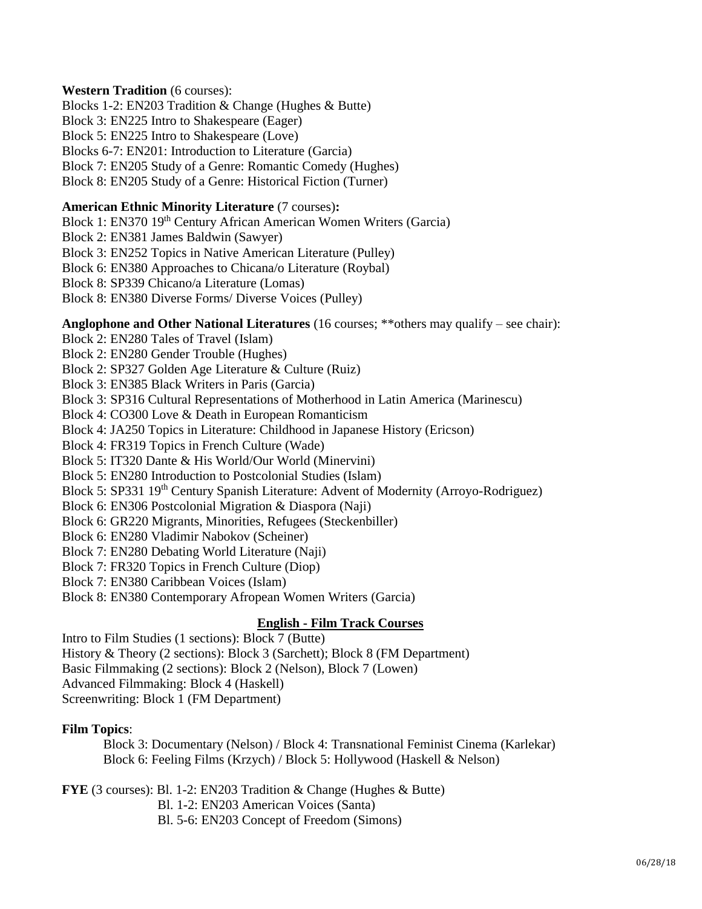**Western Tradition** (6 courses):

Blocks 1-2: EN203 Tradition & Change (Hughes & Butte)
Block 3: EN225 Intro to Shakespeare (Eager)
Block 5: EN225 Intro to Shakespeare (Love)
Blocks 6-7: EN201: Introduction to Literature (Garcia)
Block 7: EN205 Study of a Genre: Romantic Comedy (Hughes)
Block 8: EN205 Study of a Genre: Historical Fiction (Turner)

**American Ethnic Minority Literature** (7 courses)**:**

Block 1: EN370 19th Century African American Women Writers (Garcia)
Block 2: EN381 James Baldwin (Sawyer)
Block 3: EN252 Topics in Native American Literature (Pulley)
Block 6: EN380 Approaches to Chicana/o Literature (Roybal)
Block 8: SP339 Chicano/a Literature (Lomas)
Block 8: EN380 Diverse Forms/ Diverse Voices (Pulley)

**Anglophone and Other National Literatures** (16 courses; **others may qualify – see chair):

Block 2: EN280 Tales of Travel (Islam)
Block 2: EN280 Gender Trouble (Hughes)
Block 2: SP327 Golden Age Literature & Culture (Ruiz)
Block 3: EN385 Black Writers in Paris (Garcia)
Block 3: SP316 Cultural Representations of Motherhood in Latin America (Marinescu)
Block 4: CO300 Love & Death in European Romanticism
Block 4: JA250 Topics in Literature: Childhood in Japanese History (Ericson)
Block 4: FR319 Topics in French Culture (Wade)
Block 5: IT320 Dante & His World/Our World (Minervini)
Block 5: EN280 Introduction to Postcolonial Studies (Islam)
Block 5: SP331 19th Century Spanish Literature: Advent of Modernity (Arroyo-Rodriguez)
Block 6: EN306 Postcolonial Migration & Diaspora (Naji)
Block 6: GR220 Migrants, Minorities, Refugees (Steckenbiller)
Block 6: EN280 Vladimir Nabokov (Scheiner)
Block 7: EN280 Debating World Literature (Naji)
Block 7: FR320 Topics in French Culture (Diop)
Block 7: EN380 Caribbean Voices (Islam)
Block 8: EN380 Contemporary Afropean Women Writers (Garcia)

## English - Film Track Courses

Intro to Film Studies (1 sections): Block 7 (Butte)
History & Theory (2 sections): Block 3 (Sarchett); Block 8 (FM Department)
Basic Filmmaking (2 sections): Block 2 (Nelson), Block 7 (Lowen)
Advanced Filmmaking: Block 4 (Haskell)
Screenwriting: Block 1 (FM Department)

**Film Topics**:

Block 3: Documentary (Nelson) / Block 4: Transnational Feminist Cinema (Karlekar)
Block 6: Feeling Films (Krzych) / Block 5: Hollywood (Haskell & Nelson)

**FYE** (3 courses): Bl. 1-2: EN203 Tradition & Change (Hughes & Butte)
Bl. 1-2: EN203 American Voices (Santa)
Bl. 5-6: EN203 Concept of Freedom (Simons)